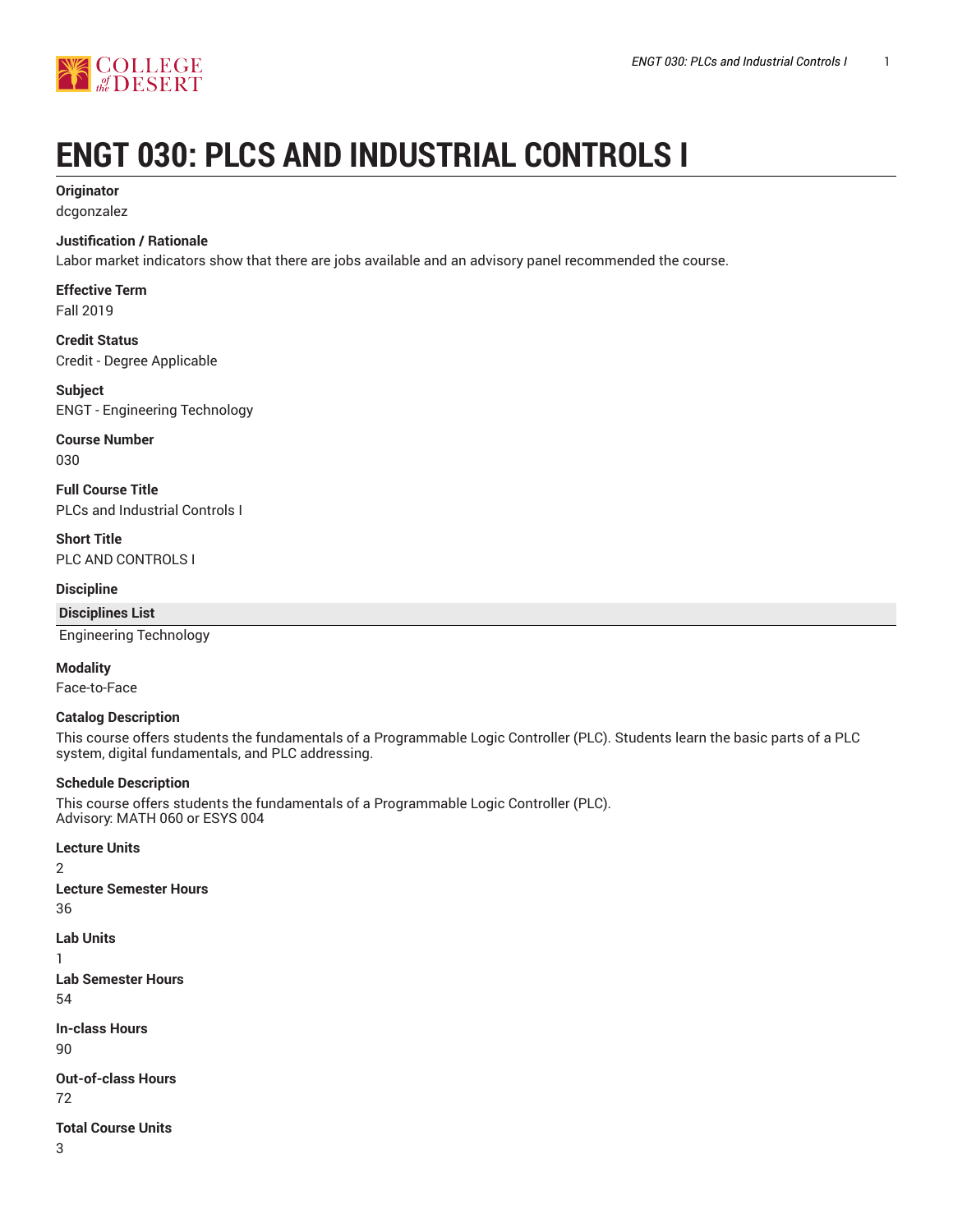# ENGT 030: PLCS AND INDUSTRIAL CONTROLS I

**Originator**
dcgonzalez

**Justification / Rationale**
Labor market indicators show that there are jobs available and an advisory panel recommended the course.

**Effective Term**
Fall 2019

**Credit Status**
Credit - Degree Applicable

**Subject**
ENGT - Engineering Technology

**Course Number**
030

**Full Course Title**
PLCs and Industrial Controls I

**Short Title**
PLC AND CONTROLS I

**Discipline**

| Disciplines List |
| --- |
| Engineering Technology |

**Modality**
Face-to-Face

**Catalog Description**
This course offers students the fundamentals of a Programmable Logic Controller (PLC). Students learn the basic parts of a PLC system, digital fundamentals, and PLC addressing.

**Schedule Description**
This course offers students the fundamentals of a Programmable Logic Controller (PLC).
Advisory: MATH 060 or ESYS 004

**Lecture Units**
2

**Lecture Semester Hours**
36

**Lab Units**
1

**Lab Semester Hours**
54

**In-class Hours**
90

**Out-of-class Hours**
72

**Total Course Units**
3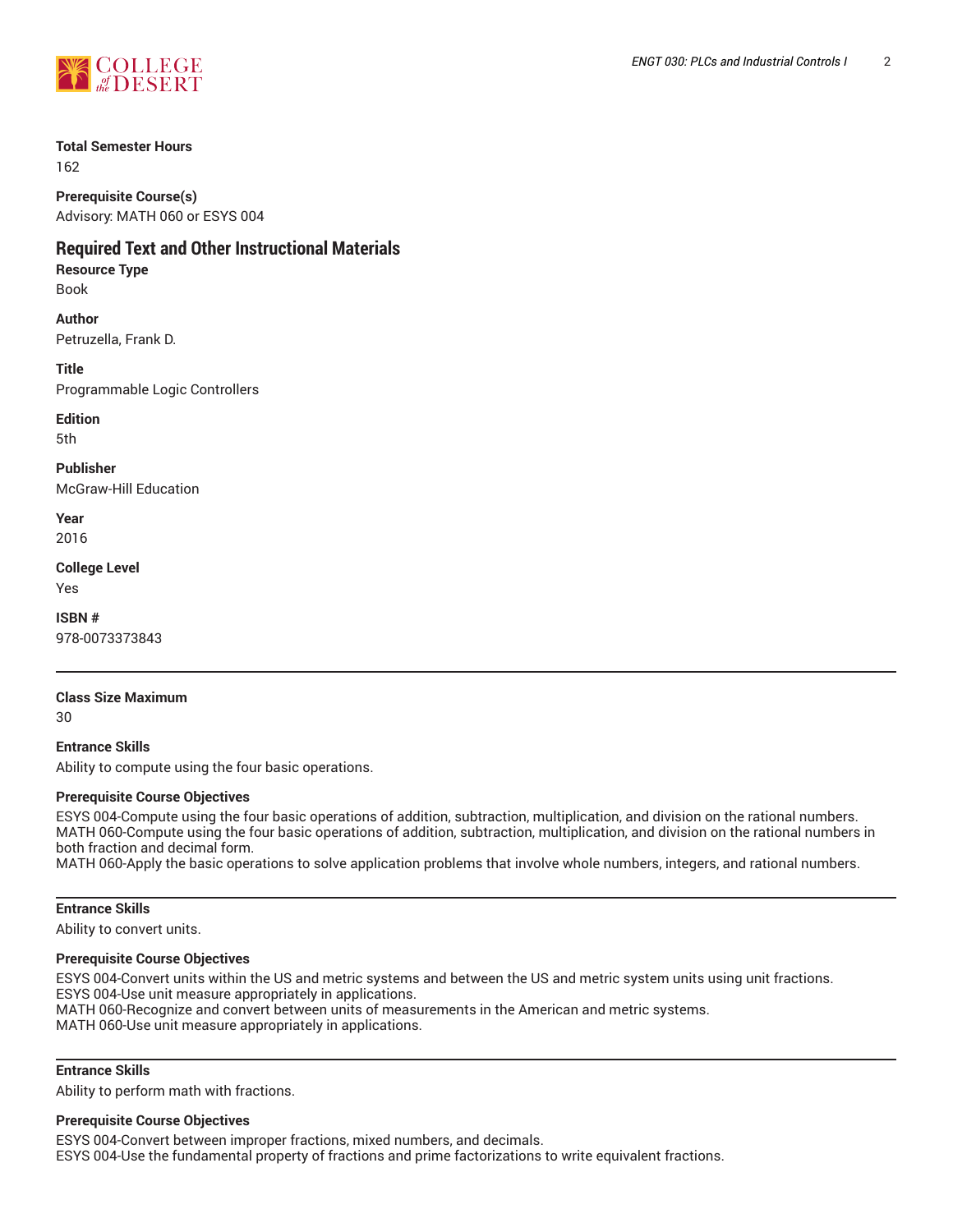**Total Semester Hours**
162

**Prerequisite Course(s)**
Advisory: MATH 060 or ESYS 004

## Required Text and Other Instructional Materials

**Resource Type**
Book

**Author**
Petruzella, Frank D.

**Title**
Programmable Logic Controllers

**Edition**
5th

**Publisher**
McGraw-Hill Education

**Year**
2016

**College Level**
Yes

**ISBN #**
978-0073373843

---

**Class Size Maximum**
30

**Entrance Skills**
Ability to compute using the four basic operations.

**Prerequisite Course Objectives**
ESYS 004-Compute using the four basic operations of addition, subtraction, multiplication, and division on the rational numbers.
MATH 060-Compute using the four basic operations of addition, subtraction, multiplication, and division on the rational numbers in both fraction and decimal form.
MATH 060-Apply the basic operations to solve application problems that involve whole numbers, integers, and rational numbers.

---

**Entrance Skills**
Ability to convert units.

**Prerequisite Course Objectives**
ESYS 004-Convert units within the US and metric systems and between the US and metric system units using unit fractions.
ESYS 004-Use unit measure appropriately in applications.
MATH 060-Recognize and convert between units of measurements in the American and metric systems.
MATH 060-Use unit measure appropriately in applications.

---

**Entrance Skills**
Ability to perform math with fractions.

**Prerequisite Course Objectives**
ESYS 004-Convert between improper fractions, mixed numbers, and decimals.
ESYS 004-Use the fundamental property of fractions and prime factorizations to write equivalent fractions.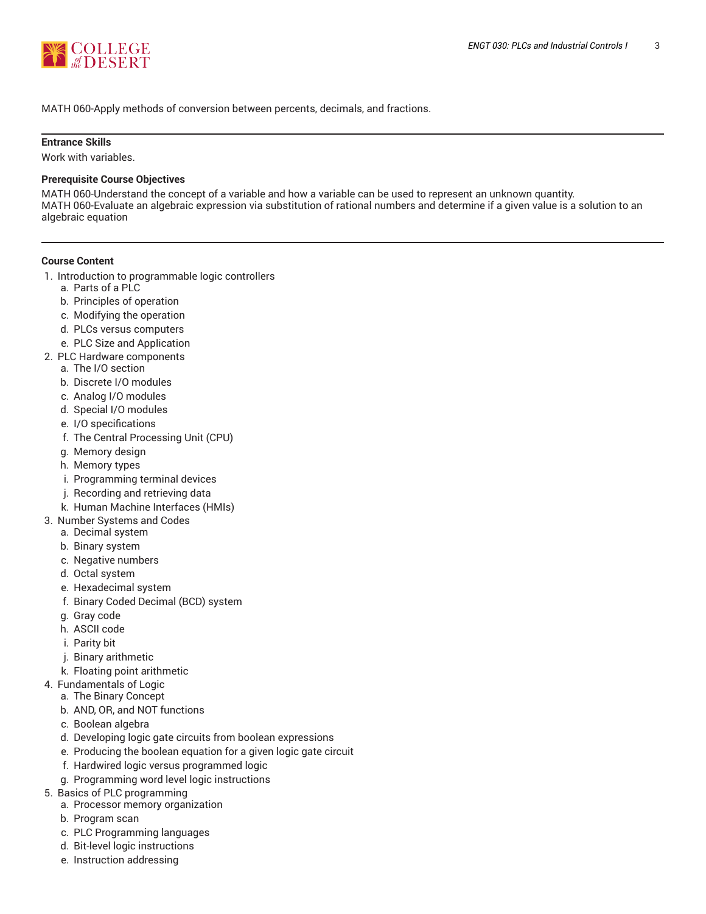MATH 060-Apply methods of conversion between percents, decimals, and fractions.

---

**Entrance Skills**

Work with variables.

**Prerequisite Course Objectives**

MATH 060-Understand the concept of a variable and how a variable can be used to represent an unknown quantity.
MATH 060-Evaluate an algebraic expression via substitution of rational numbers and determine if a given value is a solution to an algebraic equation

---

**Course Content**

1. Introduction to programmable logic controllers
   a. Parts of a PLC
   b. Principles of operation
   c. Modifying the operation
   d. PLCs versus computers
   e. PLC Size and Application
2. PLC Hardware components
   a. The I/O section
   b. Discrete I/O modules
   c. Analog I/O modules
   d. Special I/O modules
   e. I/O specifications
   f. The Central Processing Unit (CPU)
   g. Memory design
   h. Memory types
   i. Programming terminal devices
   j. Recording and retrieving data
   k. Human Machine Interfaces (HMIs)
3. Number Systems and Codes
   a. Decimal system
   b. Binary system
   c. Negative numbers
   d. Octal system
   e. Hexadecimal system
   f. Binary Coded Decimal (BCD) system
   g. Gray code
   h. ASCII code
   i. Parity bit
   j. Binary arithmetic
   k. Floating point arithmetic
4. Fundamentals of Logic
   a. The Binary Concept
   b. AND, OR, and NOT functions
   c. Boolean algebra
   d. Developing logic gate circuits from boolean expressions
   e. Producing the boolean equation for a given logic gate circuit
   f. Hardwired logic versus programmed logic
   g. Programming word level logic instructions
5. Basics of PLC programming
   a. Processor memory organization
   b. Program scan
   c. PLC Programming languages
   d. Bit-level logic instructions
   e. Instruction addressing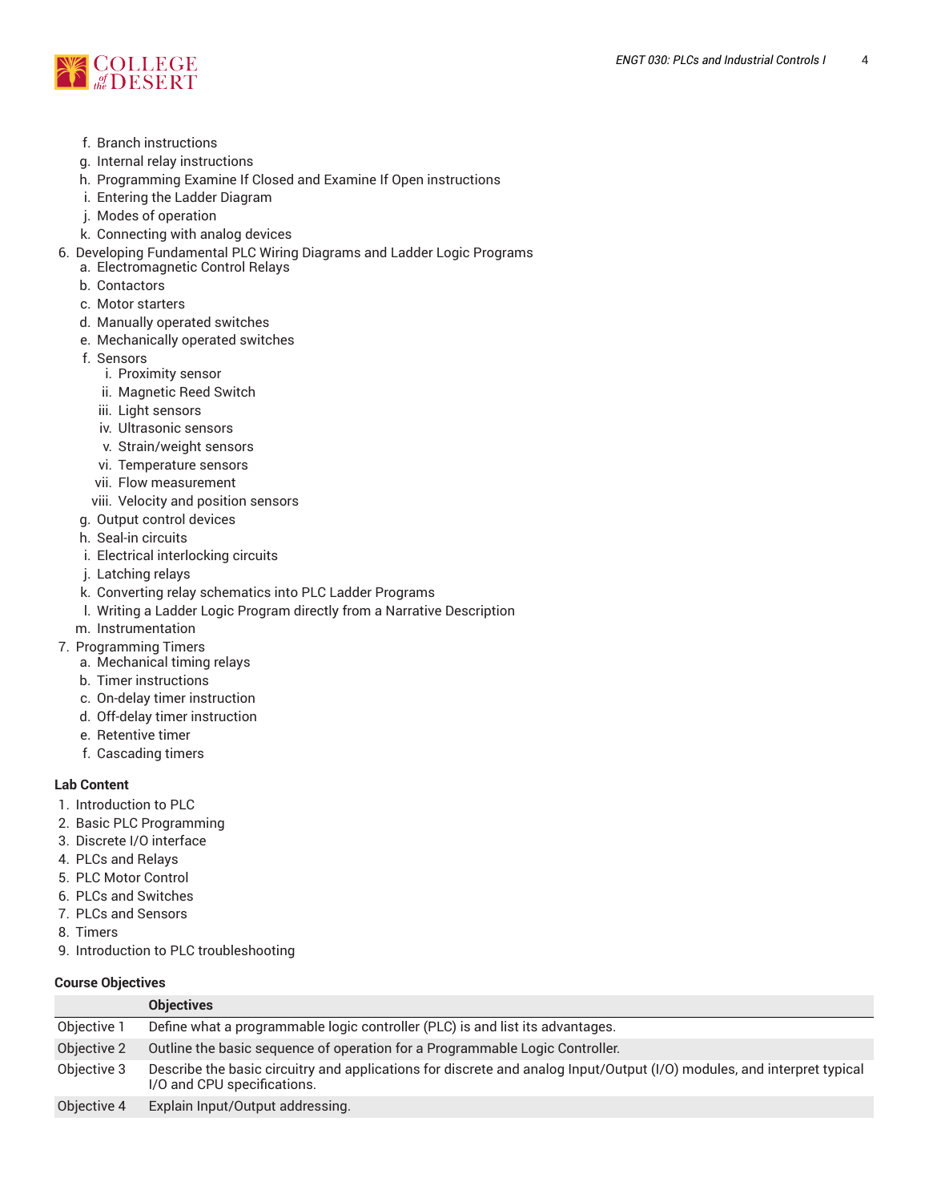f. Branch instructions
    g. Internal relay instructions
    h. Programming Examine If Closed and Examine If Open instructions
    i. Entering the Ladder Diagram
    j. Modes of operation
    k. Connecting with analog devices
6. Developing Fundamental PLC Wiring Diagrams and Ladder Logic Programs
    a. Electromagnetic Control Relays
    b. Contactors
    c. Motor starters
    d. Manually operated switches
    e. Mechanically operated switches
    f. Sensors
        i. Proximity sensor
        ii. Magnetic Reed Switch
        iii. Light sensors
        iv. Ultrasonic sensors
        v. Strain/weight sensors
        vi. Temperature sensors
        vii. Flow measurement
        viii. Velocity and position sensors
    g. Output control devices
    h. Seal-in circuits
    i. Electrical interlocking circuits
    j. Latching relays
    k. Converting relay schematics into PLC Ladder Programs
    l. Writing a Ladder Logic Program directly from a Narrative Description
    m. Instrumentation
7. Programming Timers
    a. Mechanical timing relays
    b. Timer instructions
    c. On-delay timer instruction
    d. Off-delay timer instruction
    e. Retentive timer
    f. Cascading timers

**Lab Content**

1. Introduction to PLC
2. Basic PLC Programming
3. Discrete I/O interface
4. PLCs and Relays
5. PLC Motor Control
6. PLCs and Switches
7. PLCs and Sensors
8. Timers
9. Introduction to PLC troubleshooting

**Course Objectives**

| | Objectives |
|---|---|
| Objective 1 | Define what a programmable logic controller (PLC) is and list its advantages. |
| Objective 2 | Outline the basic sequence of operation for a Programmable Logic Controller. |
| Objective 3 | Describe the basic circuitry and applications for discrete and analog Input/Output (I/O) modules, and interpret typical I/O and CPU specifications. |
| Objective 4 | Explain Input/Output addressing. |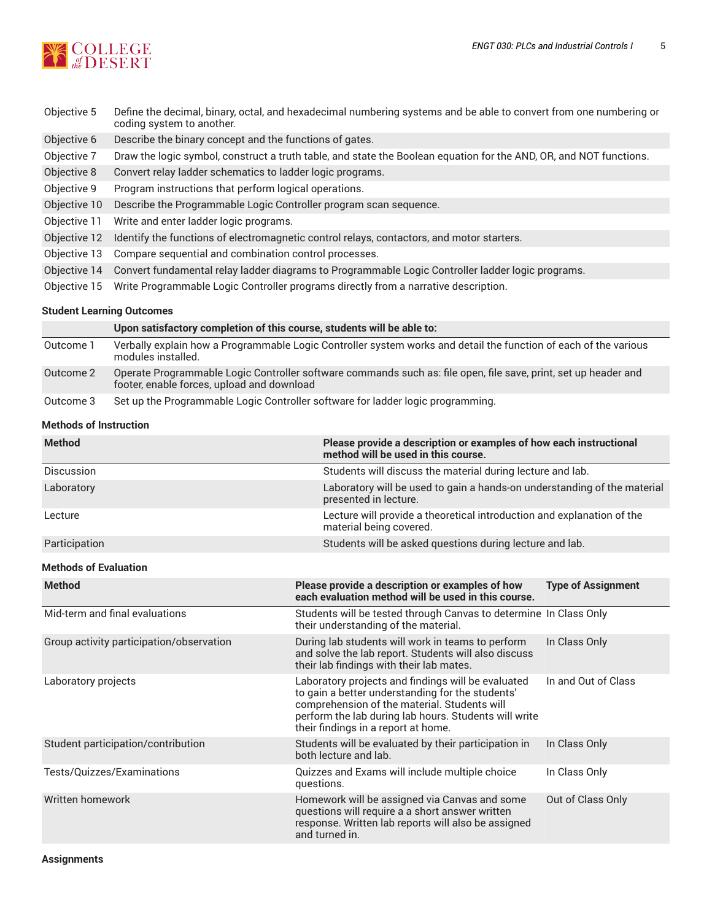| | |
|---|---|
| Objective 5 | Define the decimal, binary, octal, and hexadecimal numbering systems and be able to convert from one numbering or coding system to another. |
| Objective 6 | Describe the binary concept and the functions of gates. |
| Objective 7 | Draw the logic symbol, construct a truth table, and state the Boolean equation for the AND, OR, and NOT functions. |
| Objective 8 | Convert relay ladder schematics to ladder logic programs. |
| Objective 9 | Program instructions that perform logical operations. |
| Objective 10 | Describe the Programmable Logic Controller program scan sequence. |
| Objective 11 | Write and enter ladder logic programs. |
| Objective 12 | Identify the functions of electromagnetic control relays, contactors, and motor starters. |
| Objective 13 | Compare sequential and combination control processes. |
| Objective 14 | Convert fundamental relay ladder diagrams to Programmable Logic Controller ladder logic programs. |
| Objective 15 | Write Programmable Logic Controller programs directly from a narrative description. |

### Student Learning Outcomes

| | Upon satisfactory completion of this course, students will be able to: |
|---|---|
| Outcome 1 | Verbally explain how a Programmable Logic Controller system works and detail the function of each of the various modules installed. |
| Outcome 2 | Operate Programmable Logic Controller software commands such as: file open, file save, print, set up header and footer, enable forces, upload and download |
| Outcome 3 | Set up the Programmable Logic Controller software for ladder logic programming. |

### Methods of Instruction

| Method | Please provide a description or examples of how each instructional method will be used in this course. |
|---|---|
| Discussion | Students will discuss the material during lecture and lab. |
| Laboratory | Laboratory will be used to gain a hands-on understanding of the material presented in lecture. |
| Lecture | Lecture will provide a theoretical introduction and explanation of the material being covered. |
| Participation | Students will be asked questions during lecture and lab. |

### Methods of Evaluation

| Method | Please provide a description or examples of how each evaluation method will be used in this course. | Type of Assignment |
|---|---|---|
| Mid-term and final evaluations | Students will be tested through Canvas to determine their understanding of the material. | In Class Only |
| Group activity participation/observation | During lab students will work in teams to perform and solve the lab report. Students will also discuss their lab findings with their lab mates. | In Class Only |
| Laboratory projects | Laboratory projects and findings will be evaluated to gain a better understanding for the students' comprehension of the material. Students will perform the lab during lab hours. Students will write their findings in a report at home. | In and Out of Class |
| Student participation/contribution | Students will be evaluated by their participation in both lecture and lab. | In Class Only |
| Tests/Quizzes/Examinations | Quizzes and Exams will include multiple choice questions. | In Class Only |
| Written homework | Homework will be assigned via Canvas and some questions will require a a short answer written response. Written lab reports will also be assigned and turned in. | Out of Class Only |

### Assignments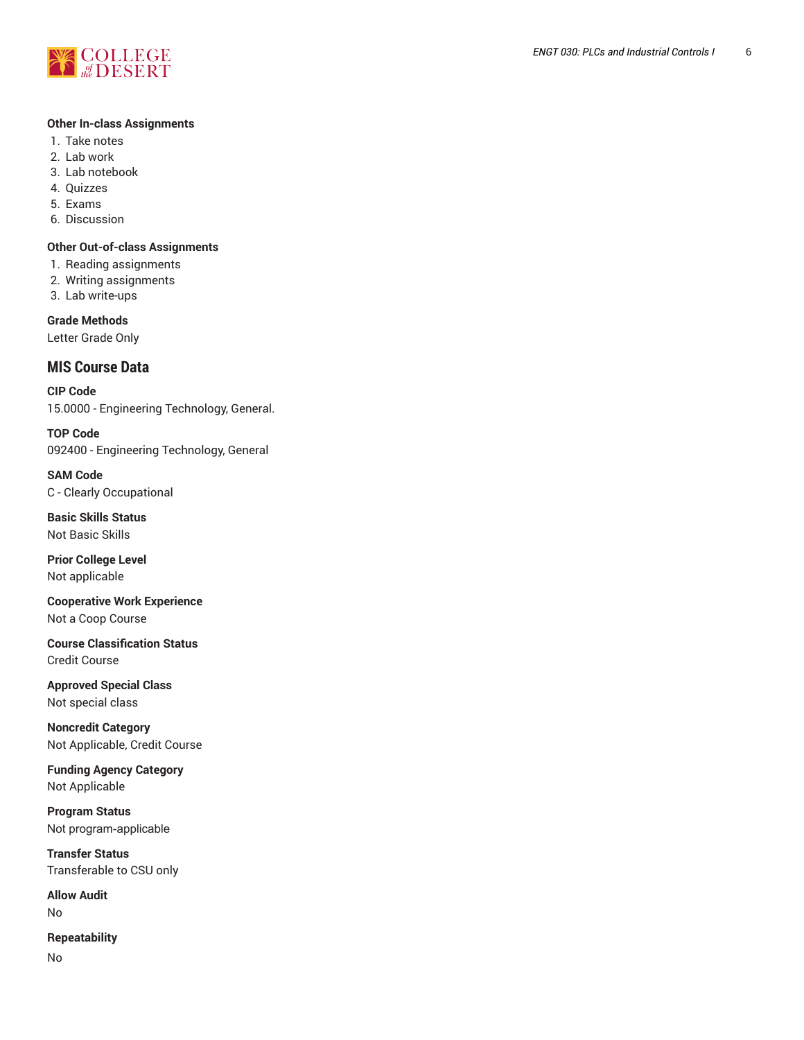#### Other In-class Assignments

1. Take notes
2. Lab work
3. Lab notebook
4. Quizzes
5. Exams
6. Discussion

#### Other Out-of-class Assignments

1. Reading assignments
2. Writing assignments
3. Lab write-ups

#### Grade Methods

Letter Grade Only

## MIS Course Data

#### CIP Code

15.0000 - Engineering Technology, General.

#### TOP Code

092400 - Engineering Technology, General

#### SAM Code

C - Clearly Occupational

#### Basic Skills Status

Not Basic Skills

#### Prior College Level

Not applicable

#### Cooperative Work Experience

Not a Coop Course

#### Course Classification Status

Credit Course

#### Approved Special Class

Not special class

#### Noncredit Category

Not Applicable, Credit Course

#### Funding Agency Category

Not Applicable

#### Program Status

Not program-applicable

#### Transfer Status

Transferable to CSU only

#### Allow Audit

No

#### Repeatability

No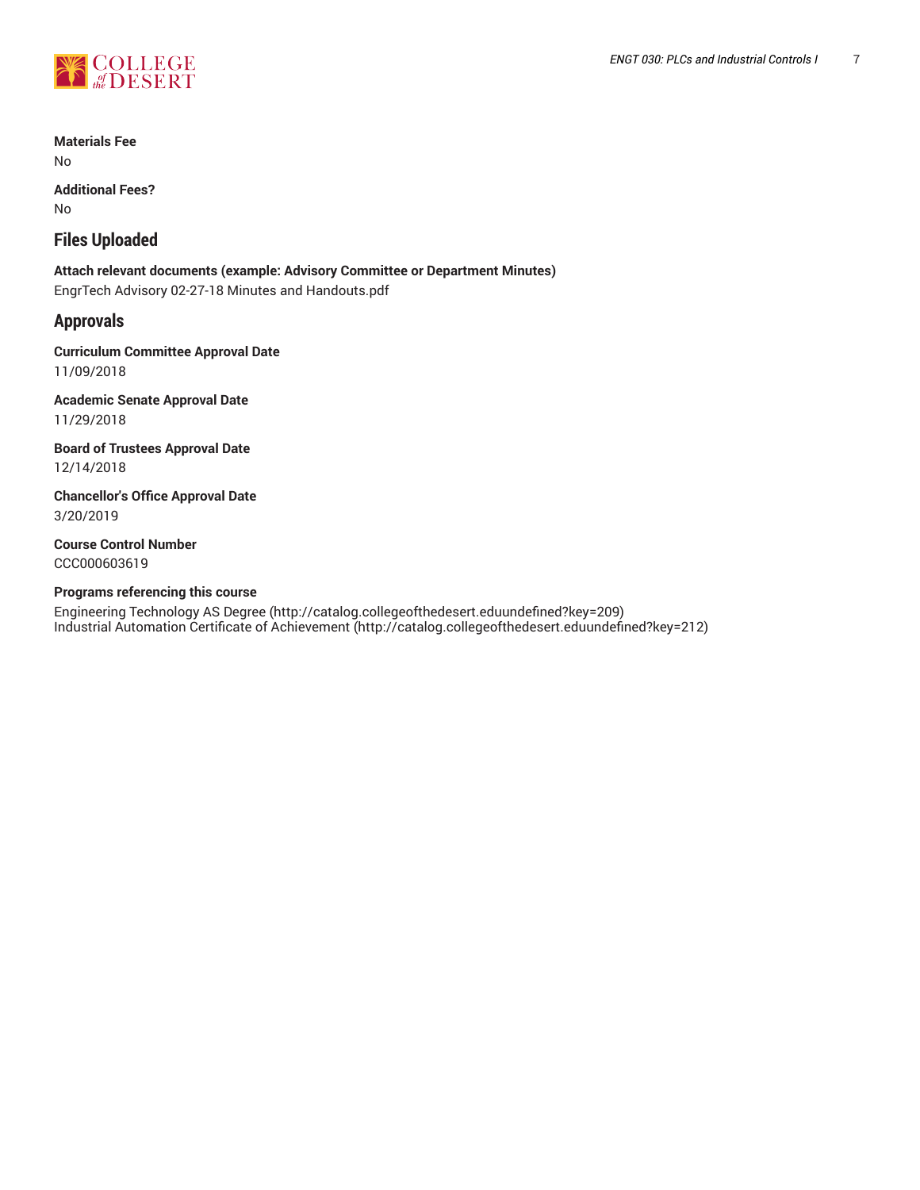**Materials Fee**

No

**Additional Fees?**

No

## Files Uploaded

**Attach relevant documents (example: Advisory Committee or Department Minutes)**

EngrTech Advisory 02-27-18 Minutes and Handouts.pdf

## Approvals

**Curriculum Committee Approval Date**

11/09/2018

**Academic Senate Approval Date**

11/29/2018

**Board of Trustees Approval Date**

12/14/2018

**Chancellor's Office Approval Date**

3/20/2019

**Course Control Number**

CCC000603619

**Programs referencing this course**

Engineering Technology AS Degree (http://catalog.collegeofthedesert.eduundefined?key=209)
Industrial Automation Certificate of Achievement (http://catalog.collegeofthedesert.eduundefined?key=212)